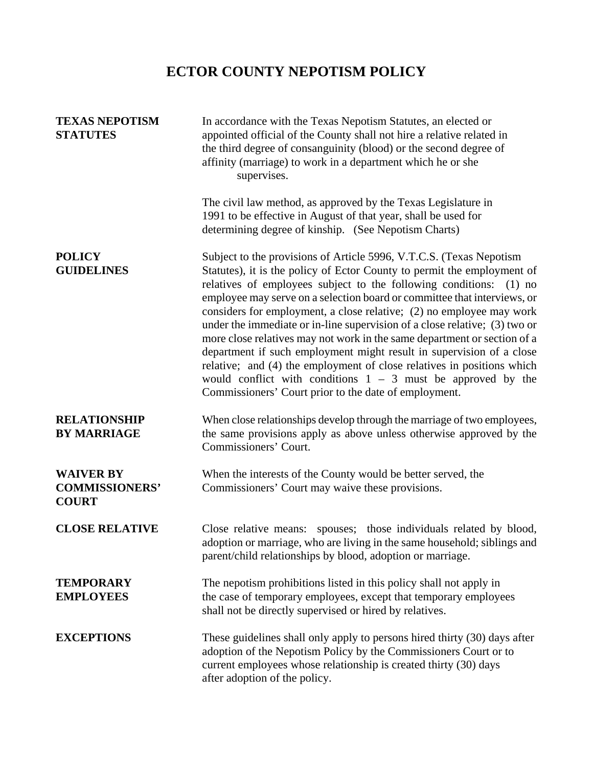# ECTOR COUNTY NEPOTISM POLICY

**TEXAS NEPOTISM STATUTES**

In accordance with the Texas Nepotism Statutes, an elected or appointed official of the County shall not hire a relative related in the third degree of consanguinity (blood) or the second degree of affinity (marriage) to work in a department which he or she supervises.

The civil law method, as approved by the Texas Legislature in 1991 to be effective in August of that year, shall be used for determining degree of kinship. (See Nepotism Charts)

**POLICY GUIDELINES**

Subject to the provisions of Article 5996, V.T.C.S. (Texas Nepotism Statutes), it is the policy of Ector County to permit the employment of relatives of employees subject to the following conditions: (1) no employee may serve on a selection board or committee that interviews, or considers for employment, a close relative; (2) no employee may work under the immediate or in-line supervision of a close relative; (3) two or more close relatives may not work in the same department or section of a department if such employment might result in supervision of a close relative; and (4) the employment of close relatives in positions which would conflict with conditions 1 – 3 must be approved by the Commissioners' Court prior to the date of employment.

**RELATIONSHIP BY MARRIAGE**

When close relationships develop through the marriage of two employees, the same provisions apply as above unless otherwise approved by the Commissioners' Court.

**WAIVER BY COMMISSIONERS' COURT**

When the interests of the County would be better served, the Commissioners' Court may waive these provisions.

**CLOSE RELATIVE**

Close relative means: spouses; those individuals related by blood, adoption or marriage, who are living in the same household; siblings and parent/child relationships by blood, adoption or marriage.

**TEMPORARY EMPLOYEES**

The nepotism prohibitions listed in this policy shall not apply in the case of temporary employees, except that temporary employees shall not be directly supervised or hired by relatives.

**EXCEPTIONS**

These guidelines shall only apply to persons hired thirty (30) days after adoption of the Nepotism Policy by the Commissioners Court or to current employees whose relationship is created thirty (30) days after adoption of the policy.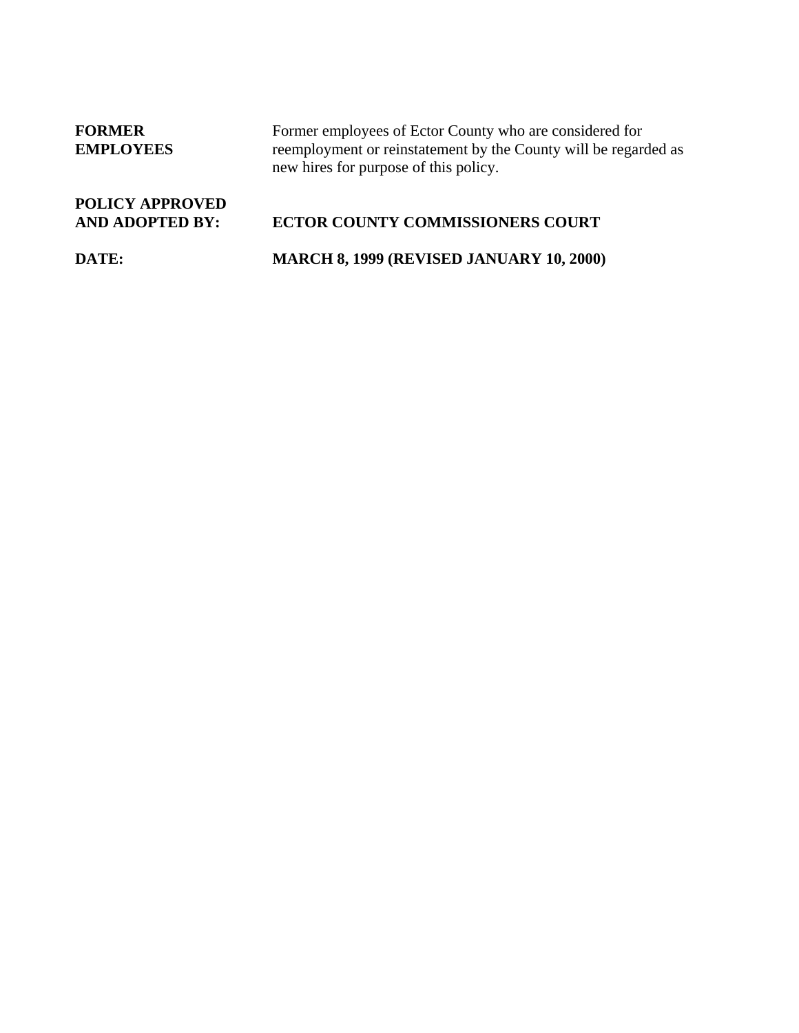**FORMER EMPLOYEES** Former employees of Ector County who are considered for reemployment or reinstatement by the County will be regarded as new hires for purpose of this policy.

**POLICY APPROVED AND ADOPTED BY:** **ECTOR COUNTY COMMISSIONERS COURT**

**DATE:** **MARCH 8, 1999 (REVISED JANUARY 10, 2000)**